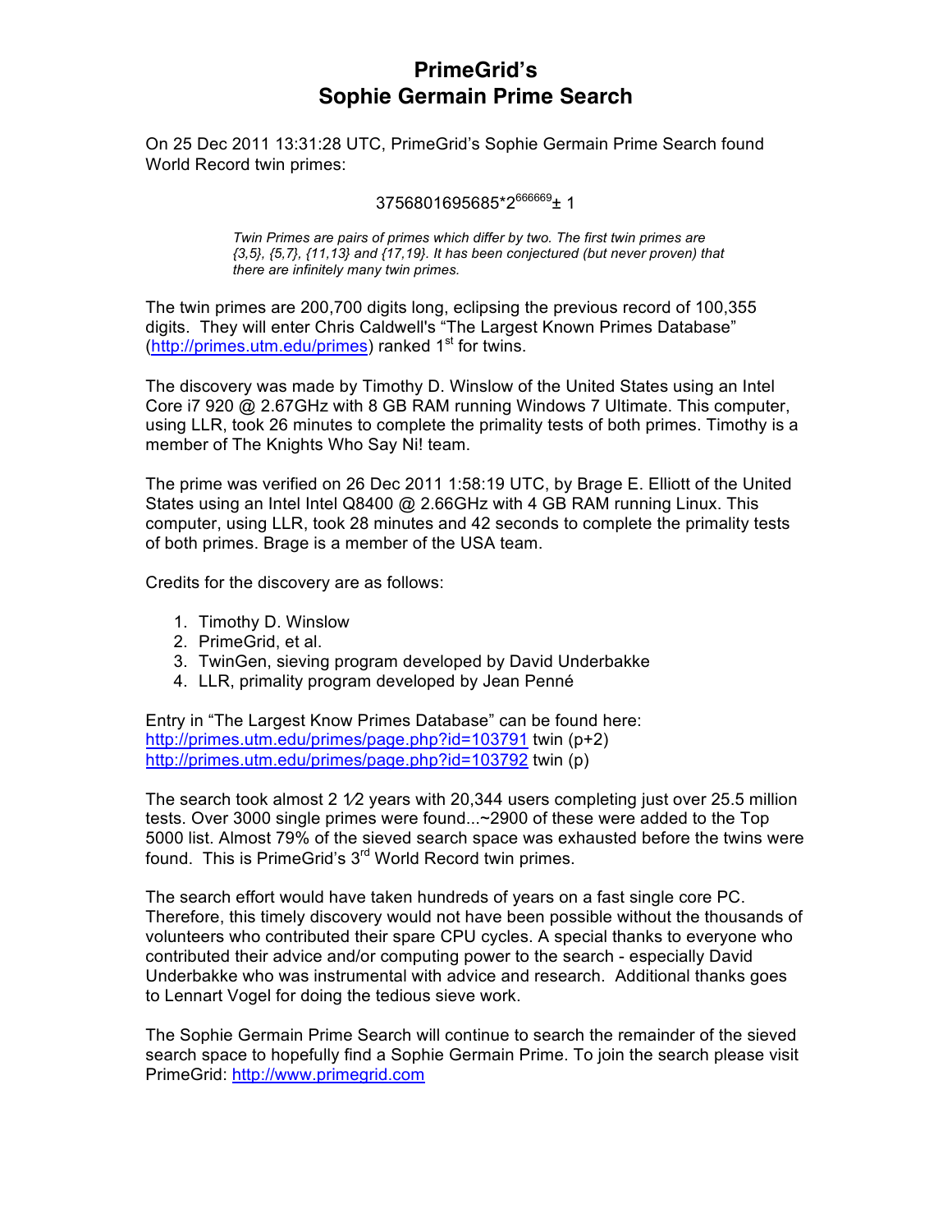# PrimeGrid's
# Sophie Germain Prime Search

On 25 Dec 2011 13:31:28 UTC, PrimeGrid's Sophie Germain Prime Search found World Record twin primes:

$$3756801695685 \cdot 2^{666669} \pm 1$$

*Twin Primes are pairs of primes which differ by two. The first twin primes are {3,5}, {5,7}, {11,13} and {17,19}. It has been conjectured (but never proven) that there are infinitely many twin primes.*

The twin primes are 200,700 digits long, eclipsing the previous record of 100,355 digits. They will enter Chris Caldwell's "The Largest Known Primes Database" (http://primes.utm.edu/primes) ranked 1st for twins.

The discovery was made by Timothy D. Winslow of the United States using an Intel Core i7 920 @ 2.67GHz with 8 GB RAM running Windows 7 Ultimate. This computer, using LLR, took 26 minutes to complete the primality tests of both primes. Timothy is a member of The Knights Who Say Ni! team.

The prime was verified on 26 Dec 2011 1:58:19 UTC, by Brage E. Elliott of the United States using an Intel Intel Q8400 @ 2.66GHz with 4 GB RAM running Linux. This computer, using LLR, took 28 minutes and 42 seconds to complete the primality tests of both primes. Brage is a member of the USA team.

Credits for the discovery are as follows:

1. Timothy D. Winslow
2. PrimeGrid, et al.
3. TwinGen, sieving program developed by David Underbakke
4. LLR, primality program developed by Jean Penné

Entry in "The Largest Know Primes Database" can be found here:
http://primes.utm.edu/primes/page.php?id=103791 twin (p+2)
http://primes.utm.edu/primes/page.php?id=103792 twin (p)

The search took almost 2 ½ years with 20,344 users completing just over 25.5 million tests. Over 3000 single primes were found...~2900 of these were added to the Top 5000 list. Almost 79% of the sieved search space was exhausted before the twins were found. This is PrimeGrid's 3rd World Record twin primes.

The search effort would have taken hundreds of years on a fast single core PC. Therefore, this timely discovery would not have been possible without the thousands of volunteers who contributed their spare CPU cycles. A special thanks to everyone who contributed their advice and/or computing power to the search - especially David Underbakke who was instrumental with advice and research. Additional thanks goes to Lennart Vogel for doing the tedious sieve work.

The Sophie Germain Prime Search will continue to search the remainder of the sieved search space to hopefully find a Sophie Germain Prime. To join the search please visit PrimeGrid: http://www.primegrid.com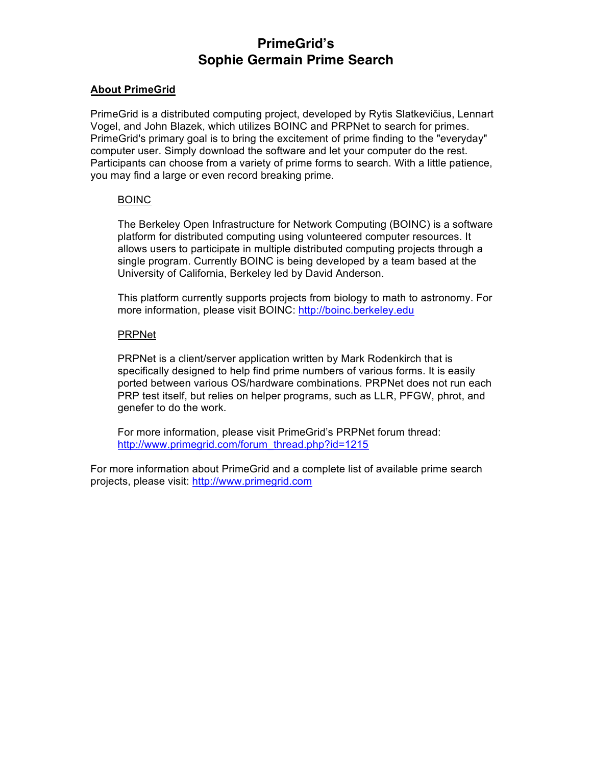# PrimeGrid's
# Sophie Germain Prime Search

## About PrimeGrid

PrimeGrid is a distributed computing project, developed by Rytis Slatkevičius, Lennart Vogel, and John Blazek, which utilizes BOINC and PRPNet to search for primes. PrimeGrid's primary goal is to bring the excitement of prime finding to the "everyday" computer user. Simply download the software and let your computer do the rest. Participants can choose from a variety of prime forms to search. With a little patience, you may find a large or even record breaking prime.

### BOINC

The Berkeley Open Infrastructure for Network Computing (BOINC) is a software platform for distributed computing using volunteered computer resources. It allows users to participate in multiple distributed computing projects through a single program. Currently BOINC is being developed by a team based at the University of California, Berkeley led by David Anderson.

This platform currently supports projects from biology to math to astronomy. For more information, please visit BOINC: http://boinc.berkeley.edu

### PRPNet

PRPNet is a client/server application written by Mark Rodenkirch that is specifically designed to help find prime numbers of various forms. It is easily ported between various OS/hardware combinations. PRPNet does not run each PRP test itself, but relies on helper programs, such as LLR, PFGW, phrot, and genefer to do the work.

For more information, please visit PrimeGrid's PRPNet forum thread: http://www.primegrid.com/forum_thread.php?id=1215

For more information about PrimeGrid and a complete list of available prime search projects, please visit: http://www.primegrid.com